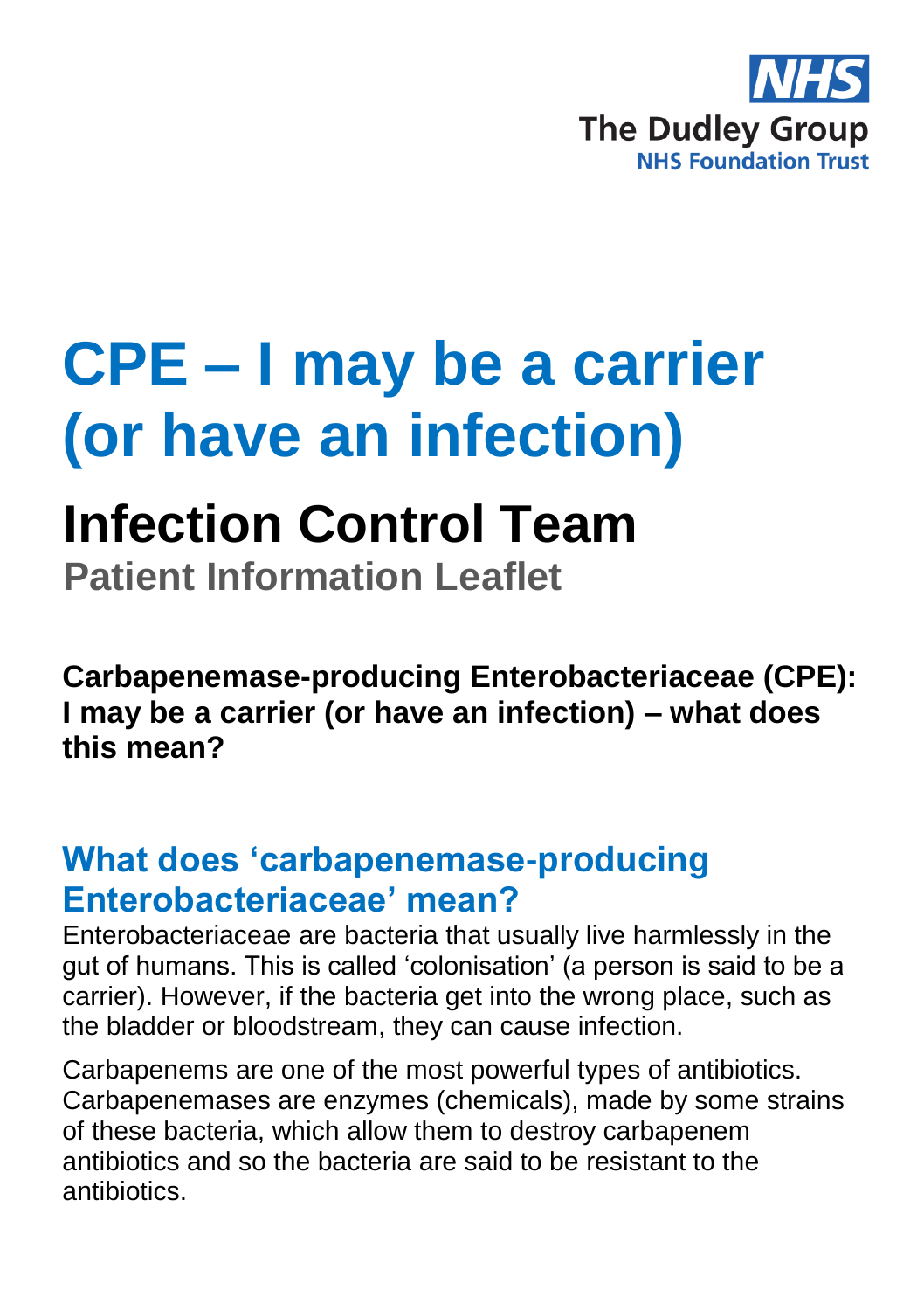NHS

The Dudley Group

NHS Foundation Trust

# CPE – I may be a carrier (or have an infection)

# Infection Control Team

**Patient Information Leaflet**

**Carbapenemase-producing Enterobacteriaceae (CPE): I may be a carrier (or have an infection) – what does this mean?**

## What does 'carbapenemase-producing Enterobacteriaceae' mean?

Enterobacteriaceae are bacteria that usually live harmlessly in the gut of humans. This is called 'colonisation' (a person is said to be a carrier). However, if the bacteria get into the wrong place, such as the bladder or bloodstream, they can cause infection.

Carbapenems are one of the most powerful types of antibiotics. Carbapenemases are enzymes (chemicals), made by some strains of these bacteria, which allow them to destroy carbapenem antibiotics and so the bacteria are said to be resistant to the antibiotics.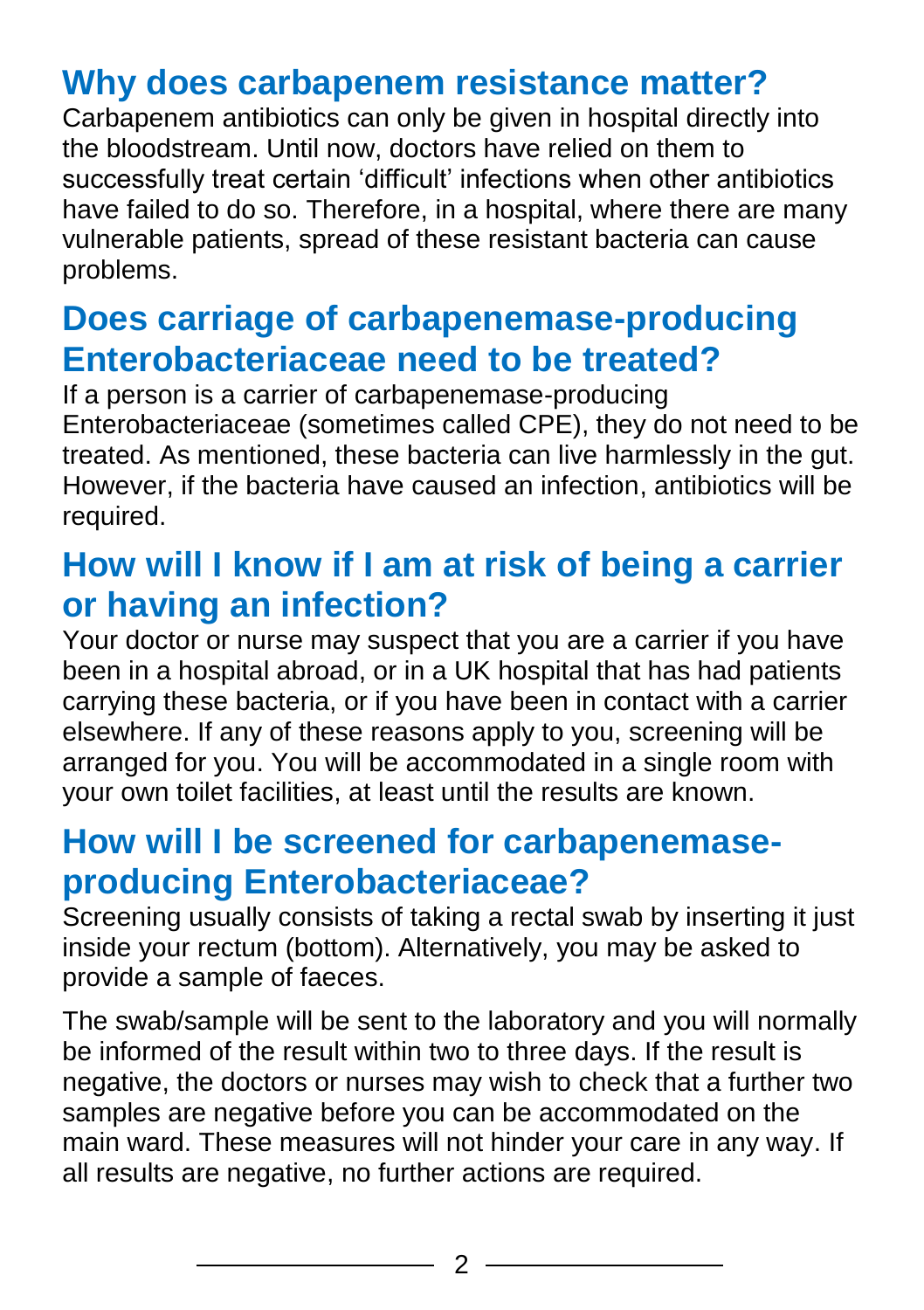## Why does carbapenem resistance matter?

Carbapenem antibiotics can only be given in hospital directly into the bloodstream. Until now, doctors have relied on them to successfully treat certain 'difficult' infections when other antibiotics have failed to do so. Therefore, in a hospital, where there are many vulnerable patients, spread of these resistant bacteria can cause problems.

## Does carriage of carbapenemase-producing Enterobacteriaceae need to be treated?

If a person is a carrier of carbapenemase-producing Enterobacteriaceae (sometimes called CPE), they do not need to be treated. As mentioned, these bacteria can live harmlessly in the gut. However, if the bacteria have caused an infection, antibiotics will be required.

## How will I know if I am at risk of being a carrier or having an infection?

Your doctor or nurse may suspect that you are a carrier if you have been in a hospital abroad, or in a UK hospital that has had patients carrying these bacteria, or if you have been in contact with a carrier elsewhere. If any of these reasons apply to you, screening will be arranged for you. You will be accommodated in a single room with your own toilet facilities, at least until the results are known.

## How will I be screened for carbapenemase-producing Enterobacteriaceae?

Screening usually consists of taking a rectal swab by inserting it just inside your rectum (bottom). Alternatively, you may be asked to provide a sample of faeces.

The swab/sample will be sent to the laboratory and you will normally be informed of the result within two to three days. If the result is negative, the doctors or nurses may wish to check that a further two samples are negative before you can be accommodated on the main ward. These measures will not hinder your care in any way. If all results are negative, no further actions are required.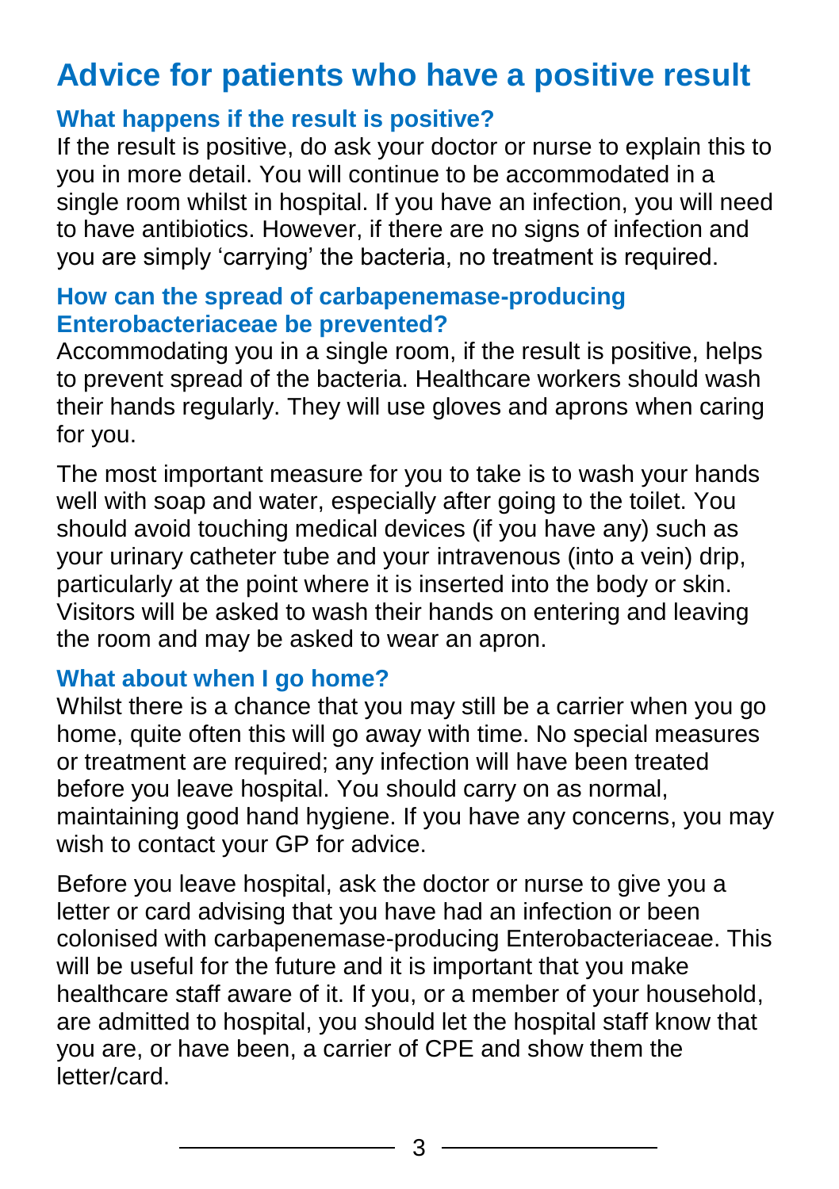# Advice for patients who have a positive result

### What happens if the result is positive?

If the result is positive, do ask your doctor or nurse to explain this to you in more detail. You will continue to be accommodated in a single room whilst in hospital. If you have an infection, you will need to have antibiotics. However, if there are no signs of infection and you are simply 'carrying' the bacteria, no treatment is required.

### How can the spread of carbapenemase-producing Enterobacteriaceae be prevented?

Accommodating you in a single room, if the result is positive, helps to prevent spread of the bacteria. Healthcare workers should wash their hands regularly. They will use gloves and aprons when caring for you.

The most important measure for you to take is to wash your hands well with soap and water, especially after going to the toilet. You should avoid touching medical devices (if you have any) such as your urinary catheter tube and your intravenous (into a vein) drip, particularly at the point where it is inserted into the body or skin. Visitors will be asked to wash their hands on entering and leaving the room and may be asked to wear an apron.

### What about when I go home?

Whilst there is a chance that you may still be a carrier when you go home, quite often this will go away with time. No special measures or treatment are required; any infection will have been treated before you leave hospital. You should carry on as normal, maintaining good hand hygiene. If you have any concerns, you may wish to contact your GP for advice.

Before you leave hospital, ask the doctor or nurse to give you a letter or card advising that you have had an infection or been colonised with carbapenemase-producing Enterobacteriaceae. This will be useful for the future and it is important that you make healthcare staff aware of it. If you, or a member of your household, are admitted to hospital, you should let the hospital staff know that you are, or have been, a carrier of CPE and show them the letter/card.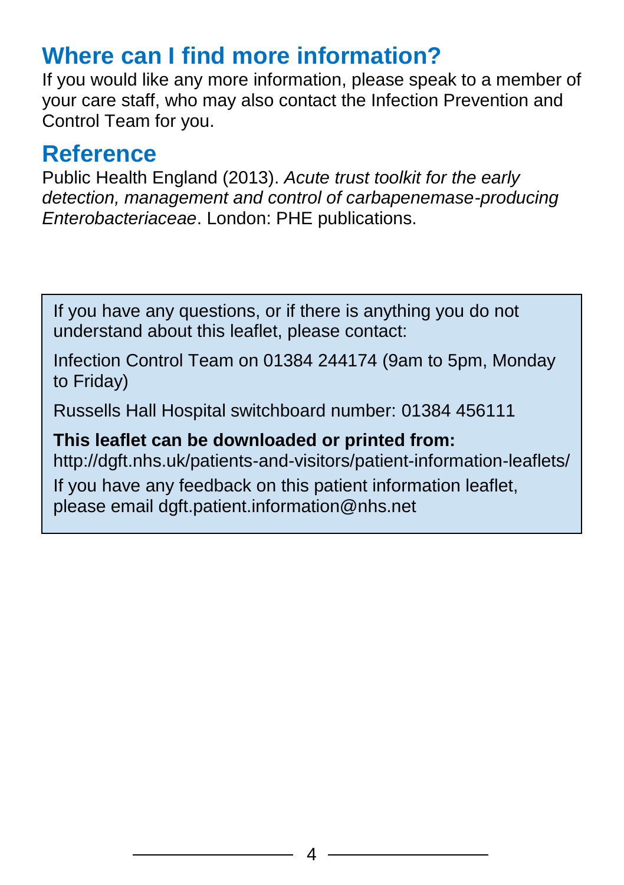## Where can I find more information?

If you would like any more information, please speak to a member of your care staff, who may also contact the Infection Prevention and Control Team for you.

## Reference

Public Health England (2013). *Acute trust toolkit for the early detection, management and control of carbapenemase-producing Enterobacteriaceae*. London: PHE publications.

If you have any questions, or if there is anything you do not understand about this leaflet, please contact:

Infection Control Team on 01384 244174 (9am to 5pm, Monday to Friday)

Russells Hall Hospital switchboard number: 01384 456111

**This leaflet can be downloaded or printed from:**
http://dgft.nhs.uk/patients-and-visitors/patient-information-leaflets/

If you have any feedback on this patient information leaflet, please email dgft.patient.information@nhs.net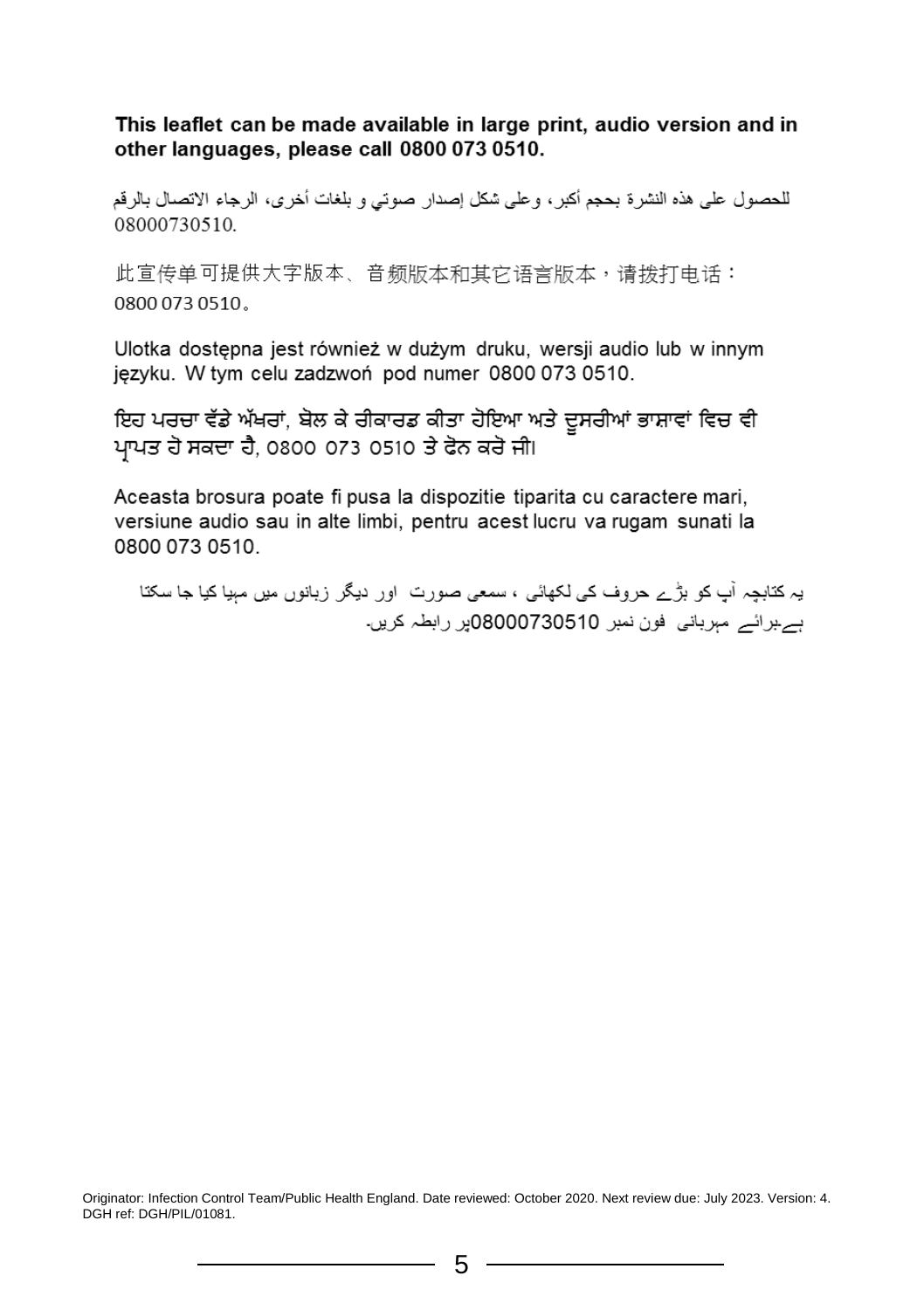**This leaflet can be made available in large print, audio version and in other languages, please call 0800 073 0510.**

للحصول على هذه النشرة بحجم أكبر، وعلى شكل إصدار صوتي و بلغات أخرى، الرجاء الاتصال بالرقم 08000730510.

此宣传单可提供大字版本、音频版本和其它语言版本，请拨打电话：0800 073 0510。

Ulotka dostępna jest również w dużym druku, wersji audio lub w innym języku. W tym celu zadzwoń pod numer 0800 073 0510.

ਇਹ ਪਰਚਾ ਵੱਡੇ ਅੱਖਰਾਂ, ਬੋਲ ਕੇ ਰੀਕਾਰਡ ਕੀਤਾ ਹੋਇਆ ਅਤੇ ਦੂਸਰੀਆਂ ਭਾਸ਼ਾਵਾਂ ਵਿਚ ਵੀ ਪ੍ਰਾਪਤ ਹੋ ਸਕਦਾ ਹੈ, 0800 073 0510 ਤੇ ਫੋਨ ਕਰੋ ਜੀ।

Aceasta brosura poate fi pusa la dispozitie tiparita cu caractere mari, versiune audio sau in alte limbi, pentru acest lucru va rugam sunati la 0800 073 0510.

یہ کتابچہ آپ کو بڑے حروف کی لکھائی ، سمعی صورت اور دیگر زبانوں میں مہیا کیا جا سکتا ہے۔برائے مہربانی فون نمبر 08000730510پر رابطہ کریں۔

Originator: Infection Control Team/Public Health England. Date reviewed: October 2020. Next review due: July 2023. Version: 4. DGH ref: DGH/PIL/01081.